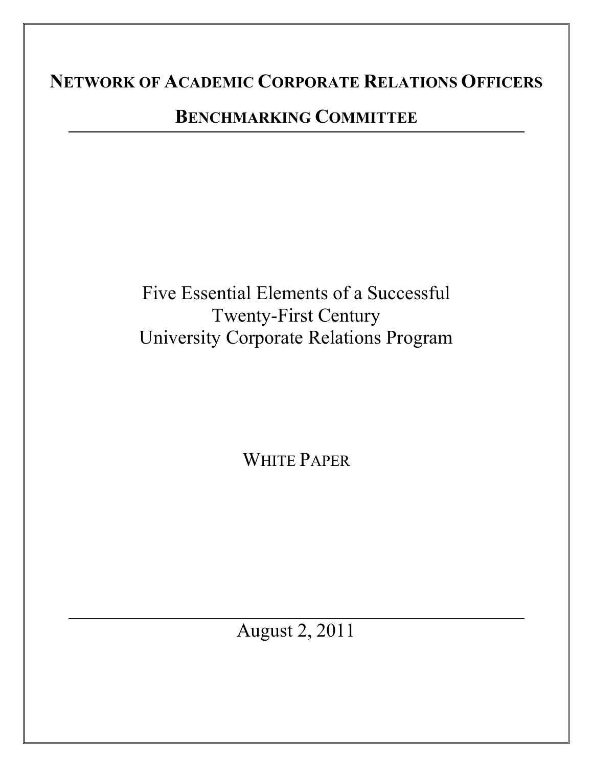# NETWORK OF ACADEMIC CORPORATE RELATIONS OFFICERS

## BENCHMARKING COMMITTEE

# Five Essential Elements of a Successful Twenty-First Century University Corporate Relations Program

WHITE PAPER

August 2, 2011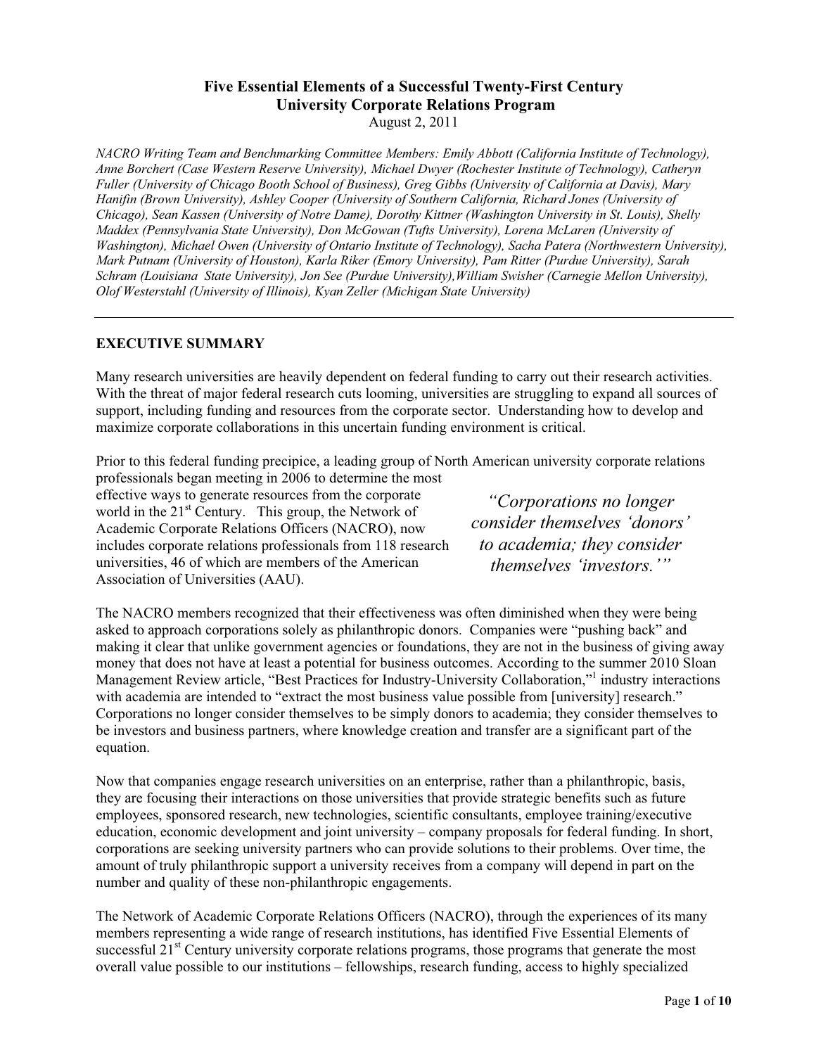**Five Essential Elements of a Successful Twenty-First Century University Corporate Relations Program**

August 2, 2011

*NACRO Writing Team and Benchmarking Committee Members: Emily Abbott (California Institute of Technology), Anne Borchert (Case Western Reserve University), Michael Dwyer (Rochester Institute of Technology), Catheryn Fuller (University of Chicago Booth School of Business), Greg Gibbs (University of California at Davis), Mary Hanifin (Brown University), Ashley Cooper (University of Southern California, Richard Jones (University of Chicago), Sean Kassen (University of Notre Dame), Dorothy Kittner (Washington University in St. Louis), Shelly Maddex (Pennsylvania State University), Don McGowan (Tufts University), Lorena McLaren (University of Washington), Michael Owen (University of Ontario Institute of Technology), Sacha Patera (Northwestern University), Mark Putnam (University of Houston), Karla Riker (Emory University), Pam Ritter (Purdue University), Sarah Schram (Louisiana State University), Jon See (Purdue University),William Swisher (Carnegie Mellon University), Olof Westerstahl (University of Illinois), Kyan Zeller (Michigan State University)*

---

## EXECUTIVE SUMMARY

Many research universities are heavily dependent on federal funding to carry out their research activities. With the threat of major federal research cuts looming, universities are struggling to expand all sources of support, including funding and resources from the corporate sector. Understanding how to develop and maximize corporate collaborations in this uncertain funding environment is critical.

Prior to this federal funding precipice, a leading group of North American university corporate relations professionals began meeting in 2006 to determine the most effective ways to generate resources from the corporate world in the 21st Century. This group, the Network of Academic Corporate Relations Officers (NACRO), now includes corporate relations professionals from 118 research universities, 46 of which are members of the American Association of Universities (AAU).

> *"Corporations no longer consider themselves 'donors' to academia; they consider themselves 'investors.'"*

The NACRO members recognized that their effectiveness was often diminished when they were being asked to approach corporations solely as philanthropic donors. Companies were "pushing back" and making it clear that unlike government agencies or foundations, they are not in the business of giving away money that does not have at least a potential for business outcomes. According to the summer 2010 Sloan Management Review article, "Best Practices for Industry-University Collaboration,"[1] industry interactions with academia are intended to "extract the most business value possible from [university] research." Corporations no longer consider themselves to be simply donors to academia; they consider themselves to be investors and business partners, where knowledge creation and transfer are a significant part of the equation.

Now that companies engage research universities on an enterprise, rather than a philanthropic, basis, they are focusing their interactions on those universities that provide strategic benefits such as future employees, sponsored research, new technologies, scientific consultants, employee training/executive education, economic development and joint university – company proposals for federal funding. In short, corporations are seeking university partners who can provide solutions to their problems. Over time, the amount of truly philanthropic support a university receives from a company will depend in part on the number and quality of these non-philanthropic engagements.

The Network of Academic Corporate Relations Officers (NACRO), through the experiences of its many members representing a wide range of research institutions, has identified Five Essential Elements of successful 21st Century university corporate relations programs, those programs that generate the most overall value possible to our institutions – fellowships, research funding, access to highly specialized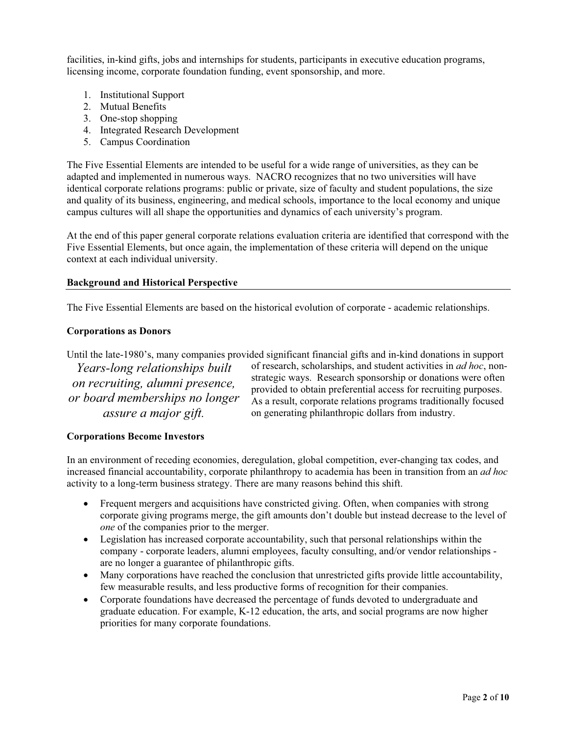facilities, in-kind gifts, jobs and internships for students, participants in executive education programs, licensing income, corporate foundation funding, event sponsorship, and more.

1. Institutional Support
2. Mutual Benefits
3. One-stop shopping
4. Integrated Research Development
5. Campus Coordination

The Five Essential Elements are intended to be useful for a wide range of universities, as they can be adapted and implemented in numerous ways. NACRO recognizes that no two universities will have identical corporate relations programs: public or private, size of faculty and student populations, the size and quality of its business, engineering, and medical schools, importance to the local economy and unique campus cultures will all shape the opportunities and dynamics of each university's program.

At the end of this paper general corporate relations evaluation criteria are identified that correspond with the Five Essential Elements, but once again, the implementation of these criteria will depend on the unique context at each individual university.

## Background and Historical Perspective

The Five Essential Elements are based on the historical evolution of corporate - academic relationships.

### Corporations as Donors

Until the late-1980's, many companies provided significant financial gifts and in-kind donations in support of research, scholarships, and student activities in *ad hoc*, non-strategic ways. Research sponsorship or donations were often provided to obtain preferential access for recruiting purposes. As a result, corporate relations programs traditionally focused on generating philanthropic dollars from industry.

> *Years-long relationships built on recruiting, alumni presence, or board memberships no longer assure a major gift.*

### Corporations Become Investors

In an environment of receding economies, deregulation, global competition, ever-changing tax codes, and increased financial accountability, corporate philanthropy to academia has been in transition from an *ad hoc* activity to a long-term business strategy. There are many reasons behind this shift.

- Frequent mergers and acquisitions have constricted giving. Often, when companies with strong corporate giving programs merge, the gift amounts don't double but instead decrease to the level of *one* of the companies prior to the merger.
- Legislation has increased corporate accountability, such that personal relationships within the company - corporate leaders, alumni employees, faculty consulting, and/or vendor relationships - are no longer a guarantee of philanthropic gifts.
- Many corporations have reached the conclusion that unrestricted gifts provide little accountability, few measurable results, and less productive forms of recognition for their companies.
- Corporate foundations have decreased the percentage of funds devoted to undergraduate and graduate education. For example, K-12 education, the arts, and social programs are now higher priorities for many corporate foundations.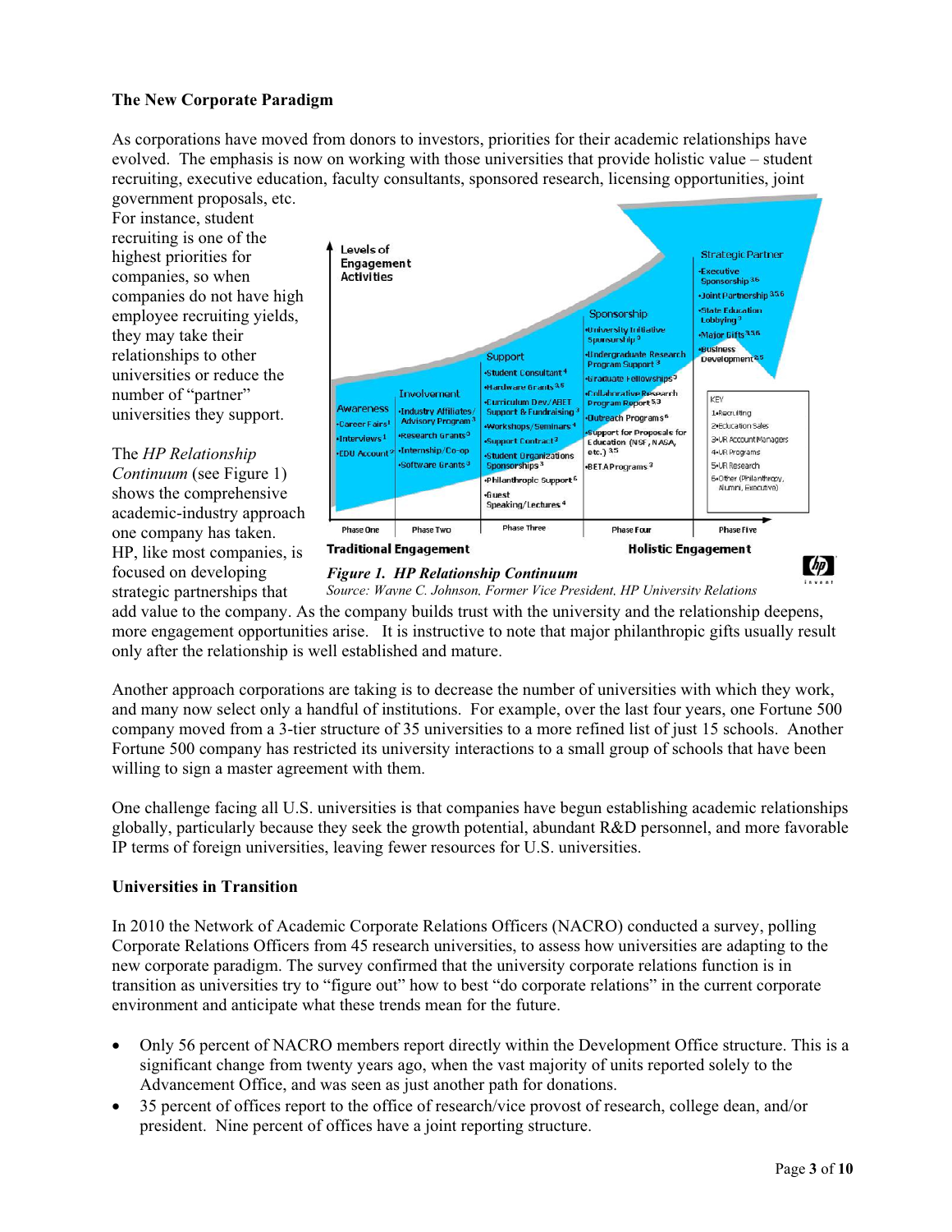## The New Corporate Paradigm

As corporations have moved from donors to investors, priorities for their academic relationships have evolved. The emphasis is now on working with those universities that provide holistic value – student recruiting, executive education, faculty consultants, sponsored research, licensing opportunities, joint government proposals, etc. For instance, student recruiting is one of the highest priorities for companies, so when companies do not have high employee recruiting yields, they may take their relationships to other universities or reduce the number of "partner" universities they support.

The *HP Relationship Continuum* (see Figure 1) shows the comprehensive academic-industry approach one company has taken. HP, like most companies, is focused on developing strategic partnerships that add value to the company. As the company builds trust with the university and the relationship deepens, more engagement opportunities arise. It is instructive to note that major philanthropic gifts usually result only after the relationship is well established and mature.

***Figure 1. HP Relationship Continuum***

*Source: Wayne C. Johnson, Former Vice President, HP University Relations*

Another approach corporations are taking is to decrease the number of universities with which they work, and many now select only a handful of institutions. For example, over the last four years, one Fortune 500 company moved from a 3-tier structure of 35 universities to a more refined list of just 15 schools. Another Fortune 500 company has restricted its university interactions to a small group of schools that have been willing to sign a master agreement with them.

One challenge facing all U.S. universities is that companies have begun establishing academic relationships globally, particularly because they seek the growth potential, abundant R&D personnel, and more favorable IP terms of foreign universities, leaving fewer resources for U.S. universities.

## Universities in Transition

In 2010 the Network of Academic Corporate Relations Officers (NACRO) conducted a survey, polling Corporate Relations Officers from 45 research universities, to assess how universities are adapting to the new corporate paradigm. The survey confirmed that the university corporate relations function is in transition as universities try to "figure out" how to best "do corporate relations" in the current corporate environment and anticipate what these trends mean for the future.

- Only 56 percent of NACRO members report directly within the Development Office structure. This is a significant change from twenty years ago, when the vast majority of units reported solely to the Advancement Office, and was seen as just another path for donations.
- 35 percent of offices report to the office of research/vice provost of research, college dean, and/or president. Nine percent of offices have a joint reporting structure.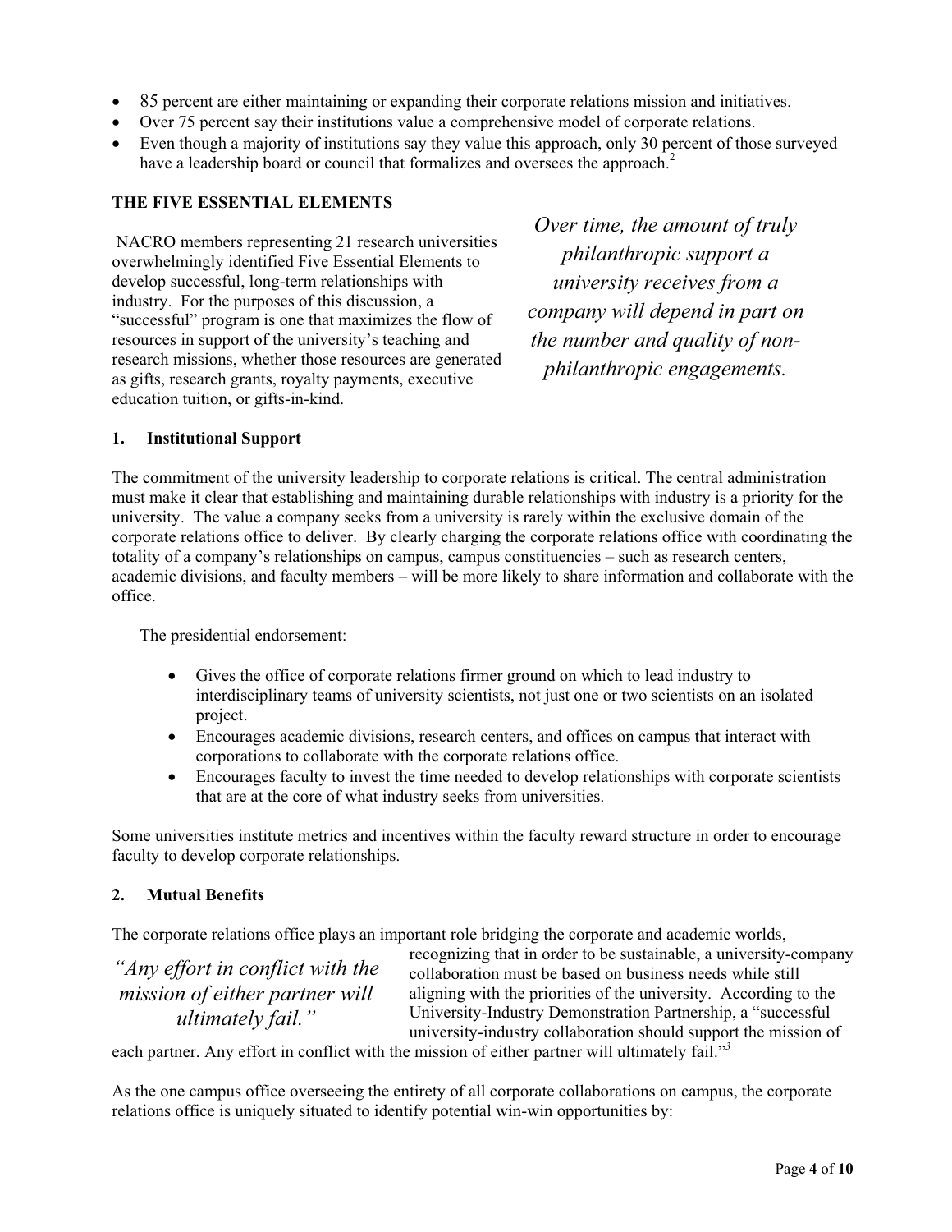- 85 percent are either maintaining or expanding their corporate relations mission and initiatives.
- Over 75 percent say their institutions value a comprehensive model of corporate relations.
- Even though a majority of institutions say they value this approach, only 30 percent of those surveyed have a leadership board or council that formalizes and oversees the approach.[2]

## THE FIVE ESSENTIAL ELEMENTS

NACRO members representing 21 research universities overwhelmingly identified Five Essential Elements to develop successful, long-term relationships with industry. For the purposes of this discussion, a "successful" program is one that maximizes the flow of resources in support of the university's teaching and research missions, whether those resources are generated as gifts, research grants, royalty payments, executive education tuition, or gifts-in-kind.

*Over time, the amount of truly philanthropic support a university receives from a company will depend in part on the number and quality of non-philanthropic engagements.*

### 1. Institutional Support

The commitment of the university leadership to corporate relations is critical. The central administration must make it clear that establishing and maintaining durable relationships with industry is a priority for the university. The value a company seeks from a university is rarely within the exclusive domain of the corporate relations office to deliver. By clearly charging the corporate relations office with coordinating the totality of a company's relationships on campus, campus constituencies – such as research centers, academic divisions, and faculty members – will be more likely to share information and collaborate with the office.

The presidential endorsement:

- Gives the office of corporate relations firmer ground on which to lead industry to interdisciplinary teams of university scientists, not just one or two scientists on an isolated project.
- Encourages academic divisions, research centers, and offices on campus that interact with corporations to collaborate with the corporate relations office.
- Encourages faculty to invest the time needed to develop relationships with corporate scientists that are at the core of what industry seeks from universities.

Some universities institute metrics and incentives within the faculty reward structure in order to encourage faculty to develop corporate relationships.

### 2. Mutual Benefits

*"Any effort in conflict with the mission of either partner will ultimately fail."*

The corporate relations office plays an important role bridging the corporate and academic worlds, recognizing that in order to be sustainable, a university-company collaboration must be based on business needs while still aligning with the priorities of the university. According to the University-Industry Demonstration Partnership, a "successful university-industry collaboration should support the mission of each partner. Any effort in conflict with the mission of either partner will ultimately fail."[3]

As the one campus office overseeing the entirety of all corporate collaborations on campus, the corporate relations office is uniquely situated to identify potential win-win opportunities by: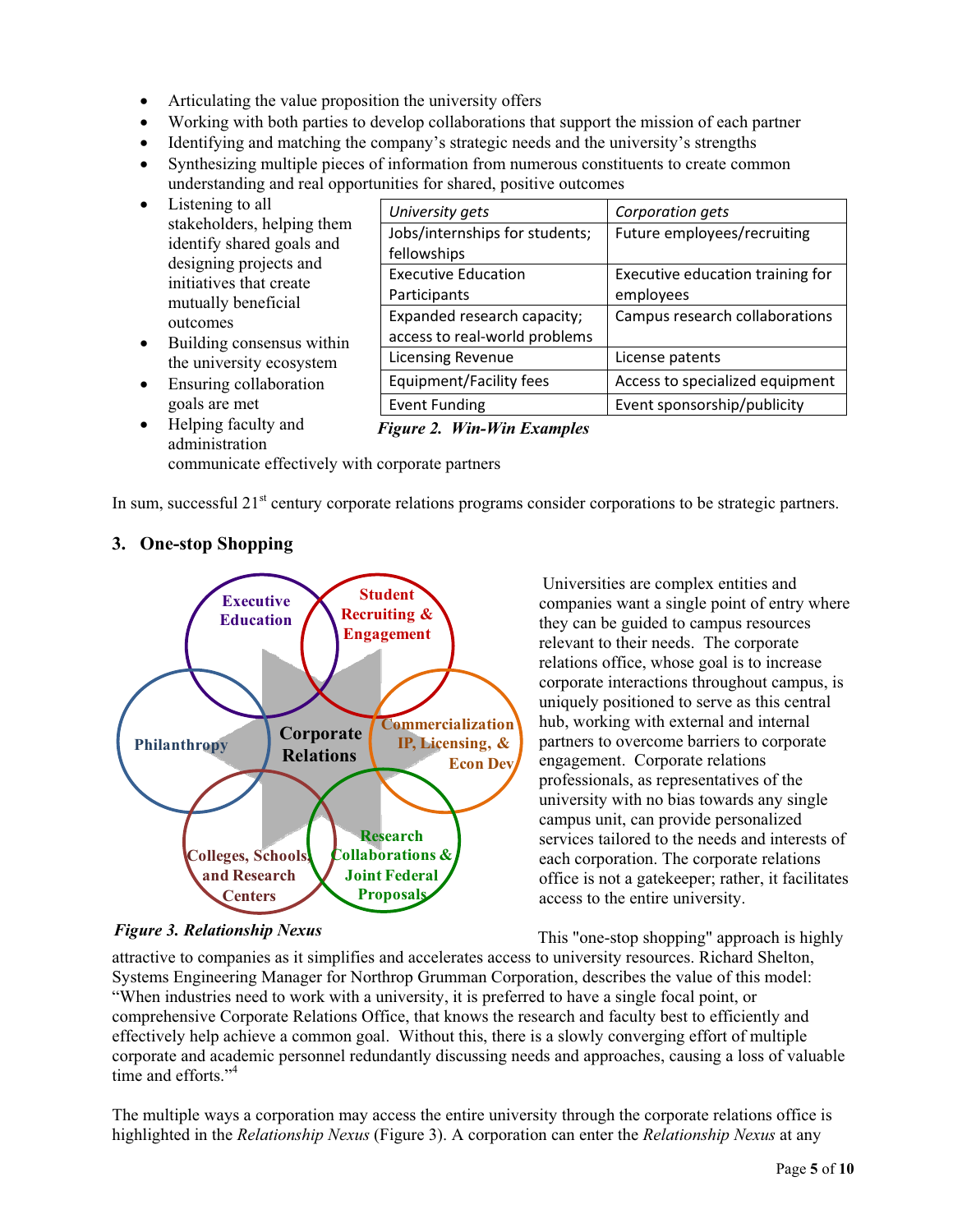- Articulating the value proposition the university offers
- Working with both parties to develop collaborations that support the mission of each partner
- Identifying and matching the company's strategic needs and the university's strengths
- Synthesizing multiple pieces of information from numerous constituents to create common understanding and real opportunities for shared, positive outcomes
- Listening to all stakeholders, helping them identify shared goals and designing projects and initiatives that create mutually beneficial outcomes
- Building consensus within the university ecosystem
- Ensuring collaboration goals are met
- Helping faculty and administration communicate effectively with corporate partners

| *University gets* | *Corporation gets* |
|---|---|
| Jobs/internships for students; fellowships | Future employees/recruiting |
| Executive Education Participants | Executive education training for employees |
| Expanded research capacity; access to real-world problems | Campus research collaborations |
| Licensing Revenue | License patents |
| Equipment/Facility fees | Access to specialized equipment |
| Event Funding | Event sponsorship/publicity |

***Figure 2. Win-Win Examples***

In sum, successful 21st century corporate relations programs consider corporations to be strategic partners.

## 3. One-stop Shopping

Executive Education; Student Recruiting & Engagement; Commercialization IP, Licensing, & Econ Dev; Research Collaborations & Joint Federal Proposals; Colleges, Schools, and Research Centers; Philanthropy; Corporate Relations

***Figure 3. Relationship Nexus***

Universities are complex entities and companies want a single point of entry where they can be guided to campus resources relevant to their needs. The corporate relations office, whose goal is to increase corporate interactions throughout campus, is uniquely positioned to serve as this central hub, working with external and internal partners to overcome barriers to corporate engagement. Corporate relations professionals, as representatives of the university with no bias towards any single campus unit, can provide personalized services tailored to the needs and interests of each corporation. The corporate relations office is not a gatekeeper; rather, it facilitates access to the entire university.

This "one-stop shopping" approach is highly attractive to companies as it simplifies and accelerates access to university resources. Richard Shelton, Systems Engineering Manager for Northrop Grumman Corporation, describes the value of this model: "When industries need to work with a university, it is preferred to have a single focal point, or comprehensive Corporate Relations Office, that knows the research and faculty best to efficiently and effectively help achieve a common goal. Without this, there is a slowly converging effort of multiple corporate and academic personnel redundantly discussing needs and approaches, causing a loss of valuable time and efforts."[4]

The multiple ways a corporation may access the entire university through the corporate relations office is highlighted in the *Relationship Nexus* (Figure 3). A corporation can enter the *Relationship Nexus* at any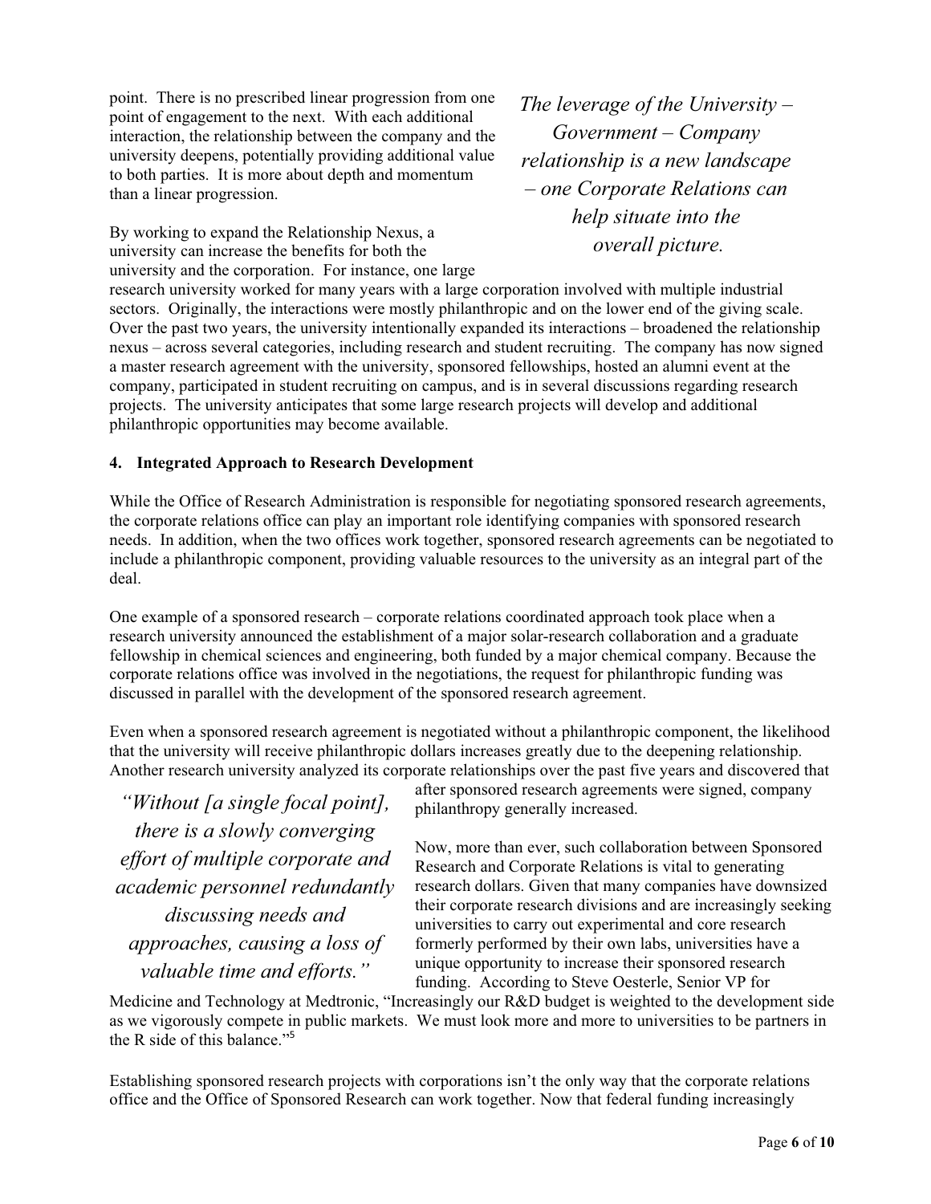point. There is no prescribed linear progression from one point of engagement to the next. With each additional interaction, the relationship between the company and the university deepens, potentially providing additional value to both parties. It is more about depth and momentum than a linear progression.

*The leverage of the University – Government – Company relationship is a new landscape – one Corporate Relations can help situate into the overall picture.*

By working to expand the Relationship Nexus, a university can increase the benefits for both the university and the corporation. For instance, one large research university worked for many years with a large corporation involved with multiple industrial sectors. Originally, the interactions were mostly philanthropic and on the lower end of the giving scale. Over the past two years, the university intentionally expanded its interactions – broadened the relationship nexus – across several categories, including research and student recruiting. The company has now signed a master research agreement with the university, sponsored fellowships, hosted an alumni event at the company, participated in student recruiting on campus, and is in several discussions regarding research projects. The university anticipates that some large research projects will develop and additional philanthropic opportunities may become available.

**4. Integrated Approach to Research Development**

While the Office of Research Administration is responsible for negotiating sponsored research agreements, the corporate relations office can play an important role identifying companies with sponsored research needs. In addition, when the two offices work together, sponsored research agreements can be negotiated to include a philanthropic component, providing valuable resources to the university as an integral part of the deal.

One example of a sponsored research – corporate relations coordinated approach took place when a research university announced the establishment of a major solar-research collaboration and a graduate fellowship in chemical sciences and engineering, both funded by a major chemical company. Because the corporate relations office was involved in the negotiations, the request for philanthropic funding was discussed in parallel with the development of the sponsored research agreement.

Even when a sponsored research agreement is negotiated without a philanthropic component, the likelihood that the university will receive philanthropic dollars increases greatly due to the deepening relationship. Another research university analyzed its corporate relationships over the past five years and discovered that after sponsored research agreements were signed, company philanthropy generally increased.

*"Without [a single focal point], there is a slowly converging effort of multiple corporate and academic personnel redundantly discussing needs and approaches, causing a loss of valuable time and efforts."*

Now, more than ever, such collaboration between Sponsored Research and Corporate Relations is vital to generating research dollars. Given that many companies have downsized their corporate research divisions and are increasingly seeking universities to carry out experimental and core research formerly performed by their own labs, universities have a unique opportunity to increase their sponsored research funding. According to Steve Oesterle, Senior VP for Medicine and Technology at Medtronic, "Increasingly our R&D budget is weighted to the development side as we vigorously compete in public markets. We must look more and more to universities to be partners in the R side of this balance."[5]

Establishing sponsored research projects with corporations isn't the only way that the corporate relations office and the Office of Sponsored Research can work together. Now that federal funding increasingly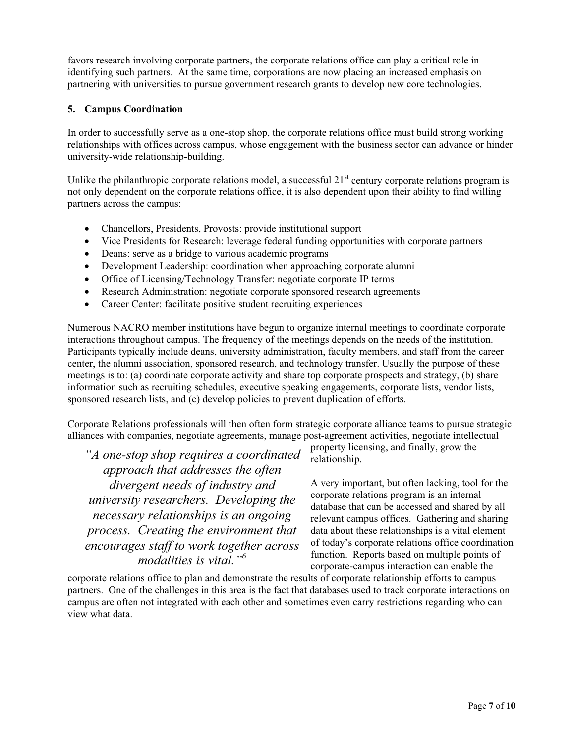favors research involving corporate partners, the corporate relations office can play a critical role in identifying such partners. At the same time, corporations are now placing an increased emphasis on partnering with universities to pursue government research grants to develop new core technologies.

### 5. Campus Coordination

In order to successfully serve as a one-stop shop, the corporate relations office must build strong working relationships with offices across campus, whose engagement with the business sector can advance or hinder university-wide relationship-building.

Unlike the philanthropic corporate relations model, a successful 21st century corporate relations program is not only dependent on the corporate relations office, it is also dependent upon their ability to find willing partners across the campus:

- Chancellors, Presidents, Provosts: provide institutional support
- Vice Presidents for Research: leverage federal funding opportunities with corporate partners
- Deans: serve as a bridge to various academic programs
- Development Leadership: coordination when approaching corporate alumni
- Office of Licensing/Technology Transfer: negotiate corporate IP terms
- Research Administration: negotiate corporate sponsored research agreements
- Career Center: facilitate positive student recruiting experiences

Numerous NACRO member institutions have begun to organize internal meetings to coordinate corporate interactions throughout campus. The frequency of the meetings depends on the needs of the institution. Participants typically include deans, university administration, faculty members, and staff from the career center, the alumni association, sponsored research, and technology transfer. Usually the purpose of these meetings is to: (a) coordinate corporate activity and share top corporate prospects and strategy, (b) share information such as recruiting schedules, executive speaking engagements, corporate lists, vendor lists, sponsored research lists, and (c) develop policies to prevent duplication of efforts.

Corporate Relations professionals will then often form strategic corporate alliance teams to pursue strategic alliances with companies, negotiate agreements, manage post-agreement activities, negotiate intellectual property licensing, and finally, grow the relationship.

> *"A one-stop shop requires a coordinated approach that addresses the often divergent needs of industry and university researchers. Developing the necessary relationships is an ongoing process. Creating the environment that encourages staff to work together across modalities is vital."*[6]

A very important, but often lacking, tool for the corporate relations program is an internal database that can be accessed and shared by all relevant campus offices. Gathering and sharing data about these relationships is a vital element of today's corporate relations office coordination function. Reports based on multiple points of corporate-campus interaction can enable the corporate relations office to plan and demonstrate the results of corporate relationship efforts to campus partners. One of the challenges in this area is the fact that databases used to track corporate interactions on campus are often not integrated with each other and sometimes even carry restrictions regarding who can view what data.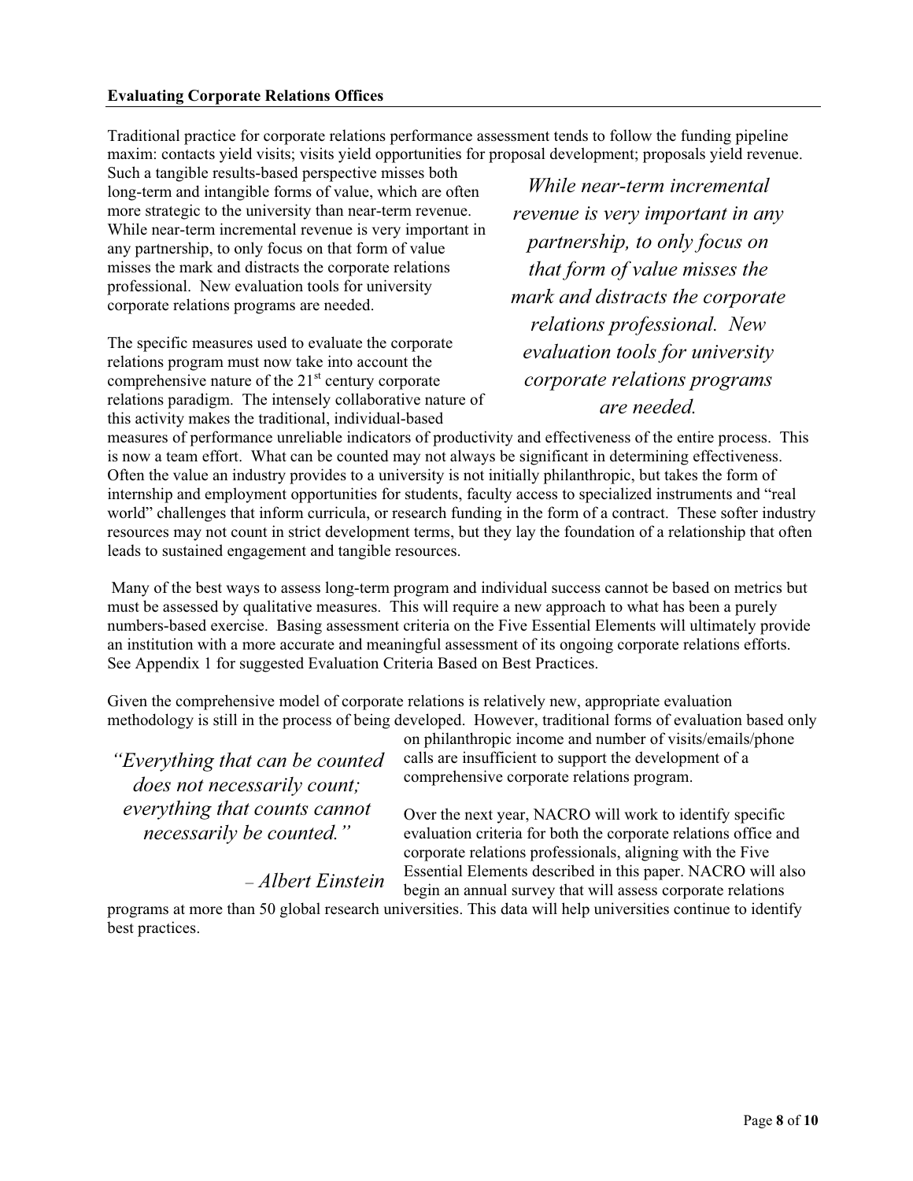**Evaluating Corporate Relations Offices**

Traditional practice for corporate relations performance assessment tends to follow the funding pipeline maxim: contacts yield visits; visits yield opportunities for proposal development; proposals yield revenue. Such a tangible results-based perspective misses both long-term and intangible forms of value, which are often more strategic to the university than near-term revenue. While near-term incremental revenue is very important in any partnership, to only focus on that form of value misses the mark and distracts the corporate relations professional. New evaluation tools for university corporate relations programs are needed.

> *While near-term incremental revenue is very important in any partnership, to only focus on that form of value misses the mark and distracts the corporate relations professional. New evaluation tools for university corporate relations programs are needed.*

The specific measures used to evaluate the corporate relations program must now take into account the comprehensive nature of the 21st century corporate relations paradigm. The intensely collaborative nature of this activity makes the traditional, individual-based measures of performance unreliable indicators of productivity and effectiveness of the entire process. This is now a team effort. What can be counted may not always be significant in determining effectiveness. Often the value an industry provides to a university is not initially philanthropic, but takes the form of internship and employment opportunities for students, faculty access to specialized instruments and "real world" challenges that inform curricula, or research funding in the form of a contract. These softer industry resources may not count in strict development terms, but they lay the foundation of a relationship that often leads to sustained engagement and tangible resources.

Many of the best ways to assess long-term program and individual success cannot be based on metrics but must be assessed by qualitative measures. This will require a new approach to what has been a purely numbers-based exercise. Basing assessment criteria on the Five Essential Elements will ultimately provide an institution with a more accurate and meaningful assessment of its ongoing corporate relations efforts. See Appendix 1 for suggested Evaluation Criteria Based on Best Practices.

Given the comprehensive model of corporate relations is relatively new, appropriate evaluation methodology is still in the process of being developed. However, traditional forms of evaluation based only on philanthropic income and number of visits/emails/phone calls are insufficient to support the development of a comprehensive corporate relations program.

> *"Everything that can be counted does not necessarily count; everything that counts cannot necessarily be counted."*
>
> *– Albert Einstein*

Over the next year, NACRO will work to identify specific evaluation criteria for both the corporate relations office and corporate relations professionals, aligning with the Five Essential Elements described in this paper. NACRO will also begin an annual survey that will assess corporate relations programs at more than 50 global research universities. This data will help universities continue to identify best practices.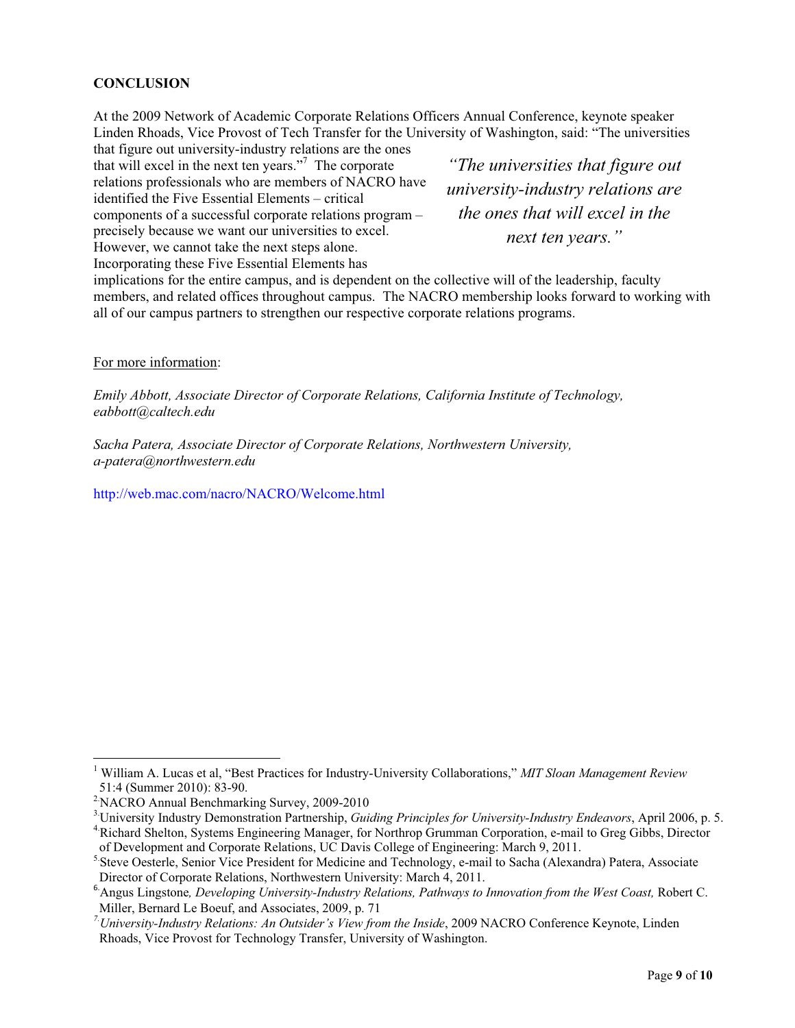## CONCLUSION

At the 2009 Network of Academic Corporate Relations Officers Annual Conference, keynote speaker Linden Rhoads, Vice Provost of Tech Transfer for the University of Washington, said: "The universities that figure out university-industry relations are the ones that will excel in the next ten years."[7] The corporate relations professionals who are members of NACRO have identified the Five Essential Elements – critical components of a successful corporate relations program – precisely because we want our universities to excel. However, we cannot take the next steps alone. Incorporating these Five Essential Elements has implications for the entire campus, and is dependent on the collective will of the leadership, faculty members, and related offices throughout campus. The NACRO membership looks forward to working with all of our campus partners to strengthen our respective corporate relations programs.

> *"The universities that figure out university-industry relations are the ones that will excel in the next ten years."*

For more information:

*Emily Abbott, Associate Director of Corporate Relations, California Institute of Technology, eabbott@caltech.edu*

*Sacha Patera, Associate Director of Corporate Relations, Northwestern University, a-patera@northwestern.edu*

http://web.mac.com/nacro/NACRO/Welcome.html

---

[1] William A. Lucas et al, "Best Practices for Industry-University Collaborations," *MIT Sloan Management Review* 51:4 (Summer 2010): 83-90.

[2] NACRO Annual Benchmarking Survey, 2009-2010

[3] University Industry Demonstration Partnership, *Guiding Principles for University-Industry Endeavors*, April 2006, p. 5.

[4] Richard Shelton, Systems Engineering Manager, for Northrop Grumman Corporation, e-mail to Greg Gibbs, Director of Development and Corporate Relations, UC Davis College of Engineering: March 9, 2011.

[5] Steve Oesterle, Senior Vice President for Medicine and Technology, e-mail to Sacha (Alexandra) Patera, Associate Director of Corporate Relations, Northwestern University: March 4, 2011.

[6] Angus Lingstone*, Developing University-Industry Relations, Pathways to Innovation from the West Coast,* Robert C. Miller, Bernard Le Boeuf, and Associates, 2009, p. 71

[7] *University-Industry Relations: An Outsider's View from the Inside*, 2009 NACRO Conference Keynote, Linden Rhoads, Vice Provost for Technology Transfer, University of Washington.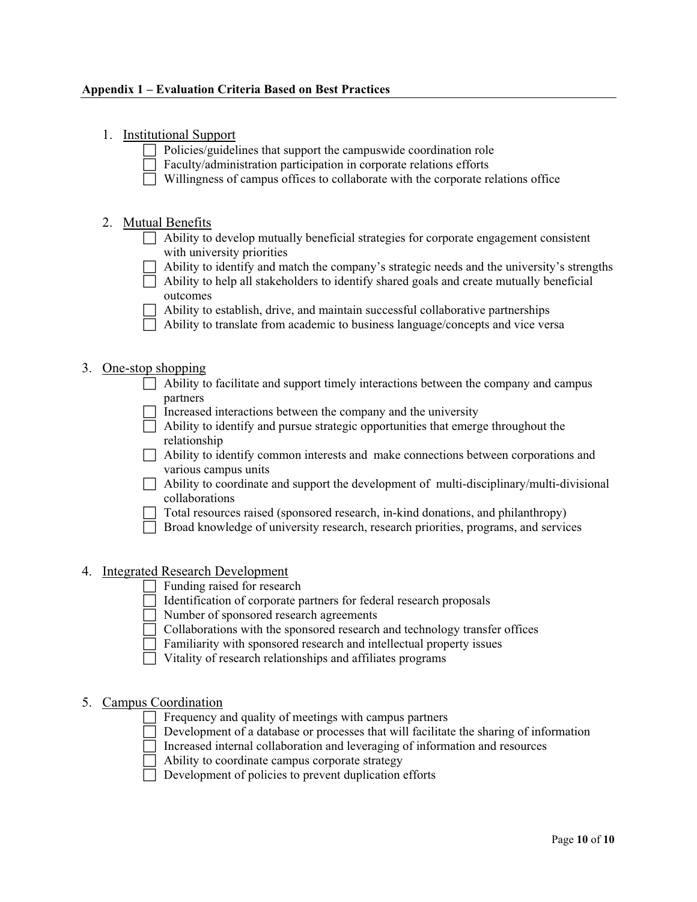**Appendix 1 – Evaluation Criteria Based on Best Practices**

1. Institutional Support
   - [ ] Policies/guidelines that support the campuswide coordination role
   - [ ] Faculty/administration participation in corporate relations efforts
   - [ ] Willingness of campus offices to collaborate with the corporate relations office

2. Mutual Benefits
   - [ ] Ability to develop mutually beneficial strategies for corporate engagement consistent with university priorities
   - [ ] Ability to identify and match the company's strategic needs and the university's strengths
   - [ ] Ability to help all stakeholders to identify shared goals and create mutually beneficial outcomes
   - [ ] Ability to establish, drive, and maintain successful collaborative partnerships
   - [ ] Ability to translate from academic to business language/concepts and vice versa

3. One-stop shopping
   - [ ] Ability to facilitate and support timely interactions between the company and campus partners
   - [ ] Increased interactions between the company and the university
   - [ ] Ability to identify and pursue strategic opportunities that emerge throughout the relationship
   - [ ] Ability to identify common interests and make connections between corporations and various campus units
   - [ ] Ability to coordinate and support the development of multi-disciplinary/multi-divisional collaborations
   - [ ] Total resources raised (sponsored research, in-kind donations, and philanthropy)
   - [ ] Broad knowledge of university research, research priorities, programs, and services

4. Integrated Research Development
   - [ ] Funding raised for research
   - [ ] Identification of corporate partners for federal research proposals
   - [ ] Number of sponsored research agreements
   - [ ] Collaborations with the sponsored research and technology transfer offices
   - [ ] Familiarity with sponsored research and intellectual property issues
   - [ ] Vitality of research relationships and affiliates programs

5. Campus Coordination
   - [ ] Frequency and quality of meetings with campus partners
   - [ ] Development of a database or processes that will facilitate the sharing of information
   - [ ] Increased internal collaboration and leveraging of information and resources
   - [ ] Ability to coordinate campus corporate strategy
   - [ ] Development of policies to prevent duplication efforts